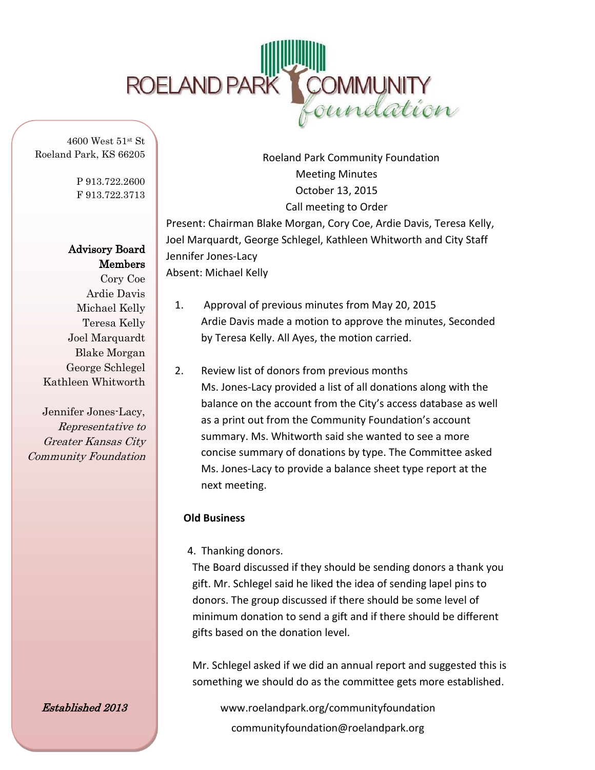ROELAND PARK COMMUNITY *foundation*

4600 West 51st St
Roeland Park, KS 66205

P 913.722.2600
F 913.722.3713

**Advisory Board Members**

Cory Coe
Ardie Davis
Michael Kelly
Teresa Kelly
Joel Marquardt
Blake Morgan
George Schlegel
Kathleen Whitworth

Jennifer Jones-Lacy, *Representative to Greater Kansas City Community Foundation*

***Established 2013***

Roeland Park Community Foundation
Meeting Minutes
October 13, 2015
Call meeting to Order

Present: Chairman Blake Morgan, Cory Coe, Ardie Davis, Teresa Kelly, Joel Marquardt, George Schlegel, Kathleen Whitworth and City Staff Jennifer Jones-Lacy
Absent: Michael Kelly

1. Approval of previous minutes from May 20, 2015
   Ardie Davis made a motion to approve the minutes, Seconded by Teresa Kelly. All Ayes, the motion carried.

2. Review list of donors from previous months
   Ms. Jones-Lacy provided a list of all donations along with the balance on the account from the City's access database as well as a print out from the Community Foundation's account summary. Ms. Whitworth said she wanted to see a more concise summary of donations by type. The Committee asked Ms. Jones-Lacy to provide a balance sheet type report at the next meeting.

**Old Business**

4. Thanking donors.
   The Board discussed if they should be sending donors a thank you gift. Mr. Schlegel said he liked the idea of sending lapel pins to donors. The group discussed if there should be some level of minimum donation to send a gift and if there should be different gifts based on the donation level.

   Mr. Schlegel asked if we did an annual report and suggested this is something we should do as the committee gets more established.

www.roelandpark.org/communityfoundation
communityfoundation@roelandpark.org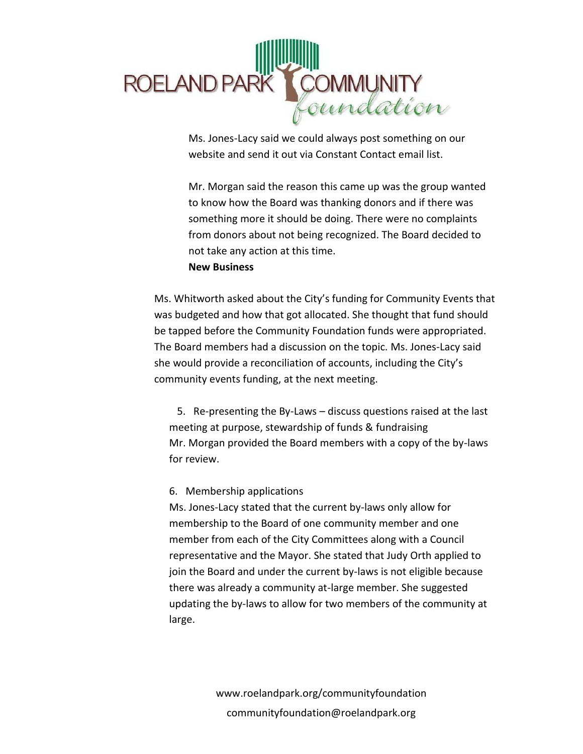Ms. Jones-Lacy said we could always post something on our website and send it out via Constant Contact email list.

Mr. Morgan said the reason this came up was the group wanted to know how the Board was thanking donors and if there was something more it should be doing. There were no complaints from donors about not being recognized. The Board decided to not take any action at this time.

**New Business**

Ms. Whitworth asked about the City's funding for Community Events that was budgeted and how that got allocated. She thought that fund should be tapped before the Community Foundation funds were appropriated. The Board members had a discussion on the topic. Ms. Jones-Lacy said she would provide a reconciliation of accounts, including the City's community events funding, at the next meeting.

5. Re-presenting the By-Laws – discuss questions raised at the last meeting at purpose, stewardship of funds & fundraising
Mr. Morgan provided the Board members with a copy of the by-laws for review.

6. Membership applications
Ms. Jones-Lacy stated that the current by-laws only allow for membership to the Board of one community member and one member from each of the City Committees along with a Council representative and the Mayor. She stated that Judy Orth applied to join the Board and under the current by-laws is not eligible because there was already a community at-large member. She suggested updating the by-laws to allow for two members of the community at large.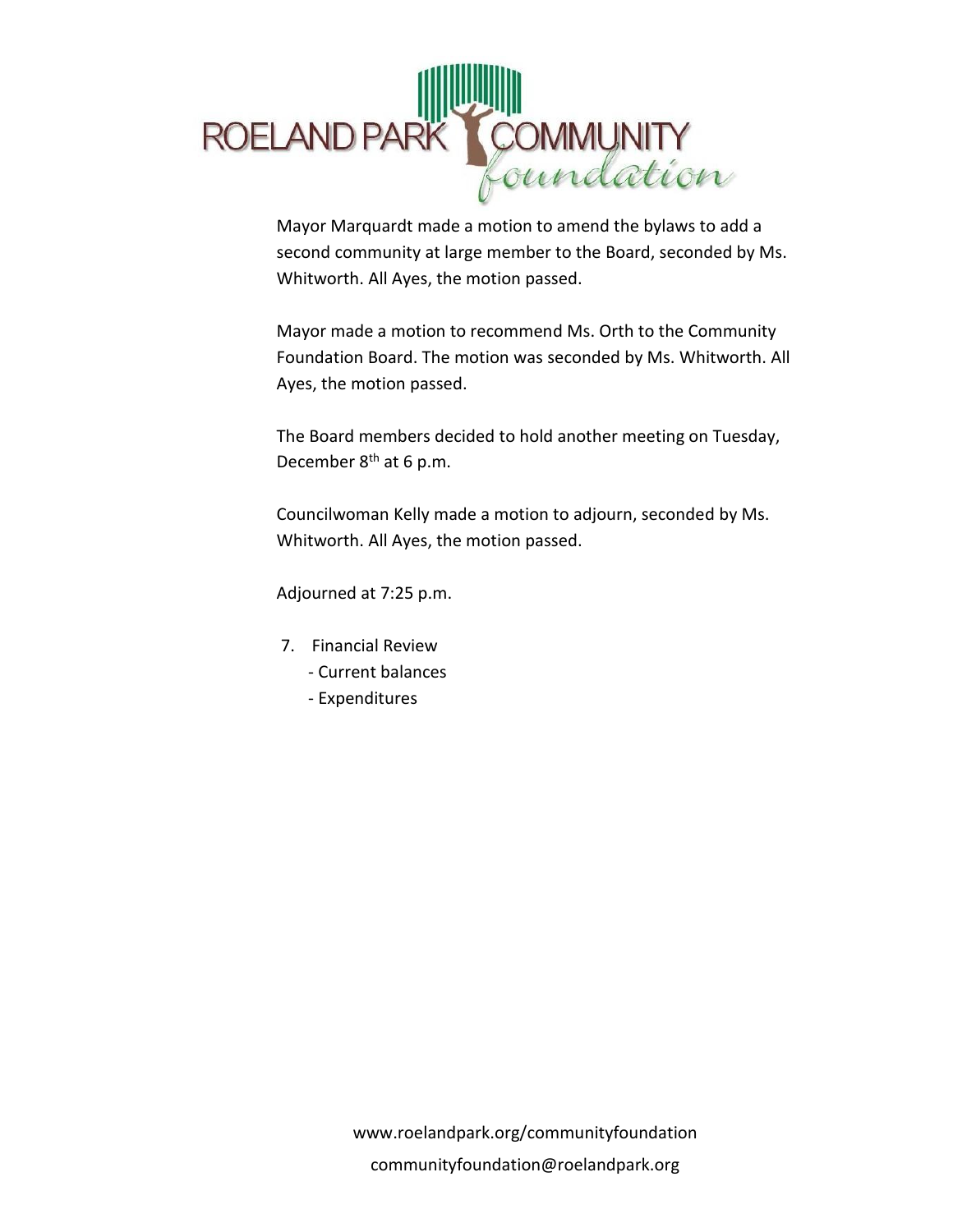Mayor Marquardt made a motion to amend the bylaws to add a second community at large member to the Board, seconded by Ms. Whitworth. All Ayes, the motion passed.

Mayor made a motion to recommend Ms. Orth to the Community Foundation Board. The motion was seconded by Ms. Whitworth. All Ayes, the motion passed.

The Board members decided to hold another meeting on Tuesday, December 8th at 6 p.m.

Councilwoman Kelly made a motion to adjourn, seconded by Ms. Whitworth. All Ayes, the motion passed.

Adjourned at 7:25 p.m.

7. Financial Review
   - Current balances
   - Expenditures